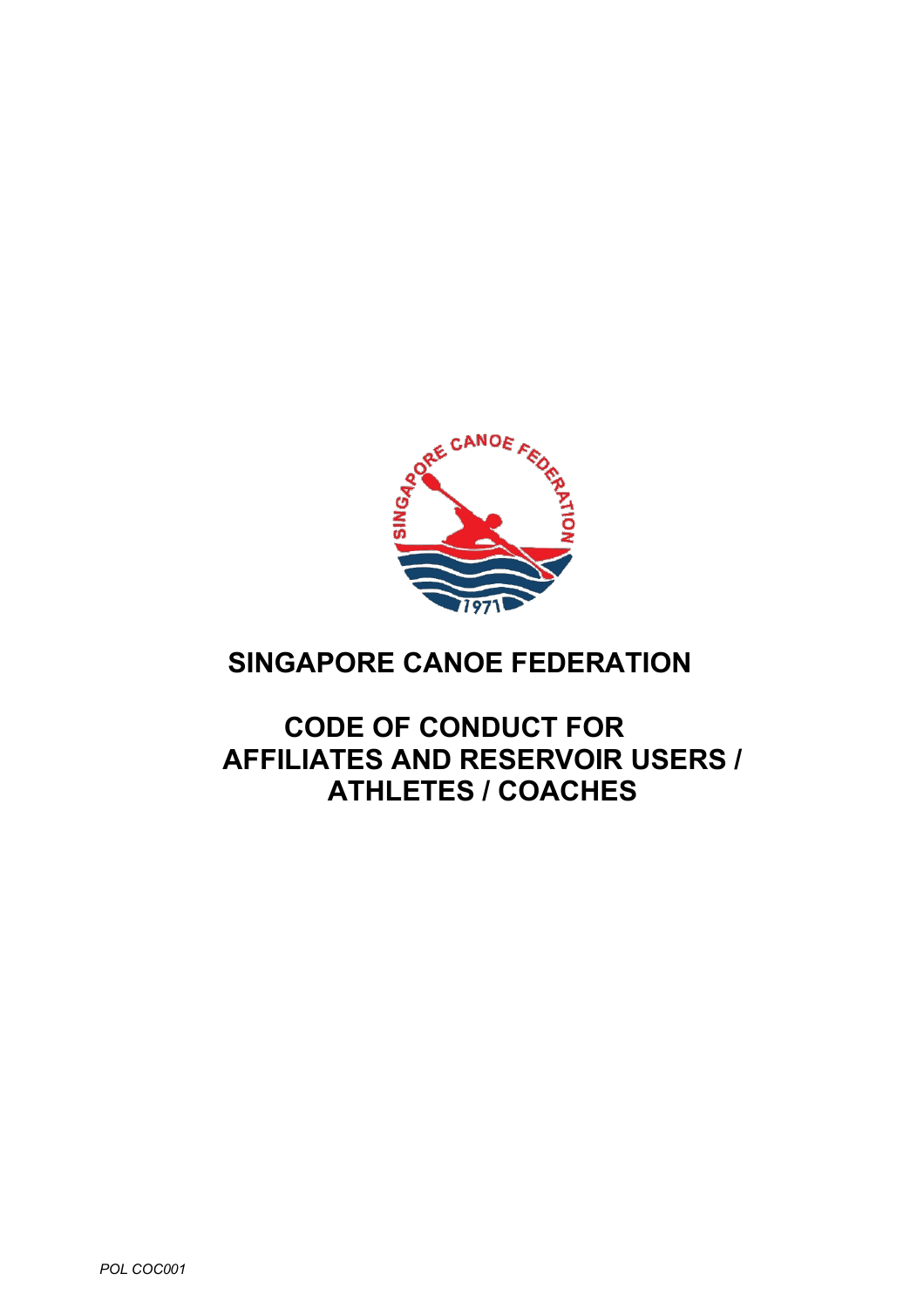# SINGAPORE CANOE FEDERATION

## CODE OF CONDUCT FOR AFFILIATES AND RESERVOIR USERS / ATHLETES / COACHES

*POL COC001*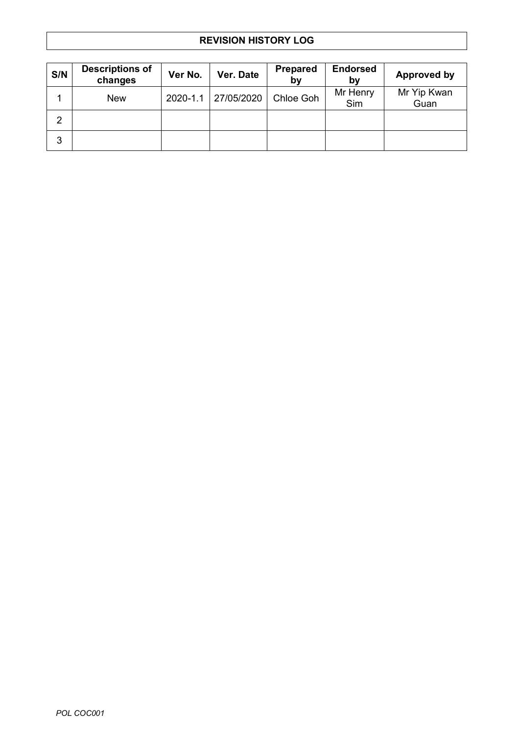## REVISION HISTORY LOG

| S/N | Descriptions of changes | Ver No. | Ver. Date | Prepared by | Endorsed by | Approved by |
|---|---|---|---|---|---|---|
| 1 | New | 2020-1.1 | 27/05/2020 | Chloe Goh | Mr Henry Sim | Mr Yip Kwan Guan |
| 2 | | | | | | |
| 3 | | | | | | |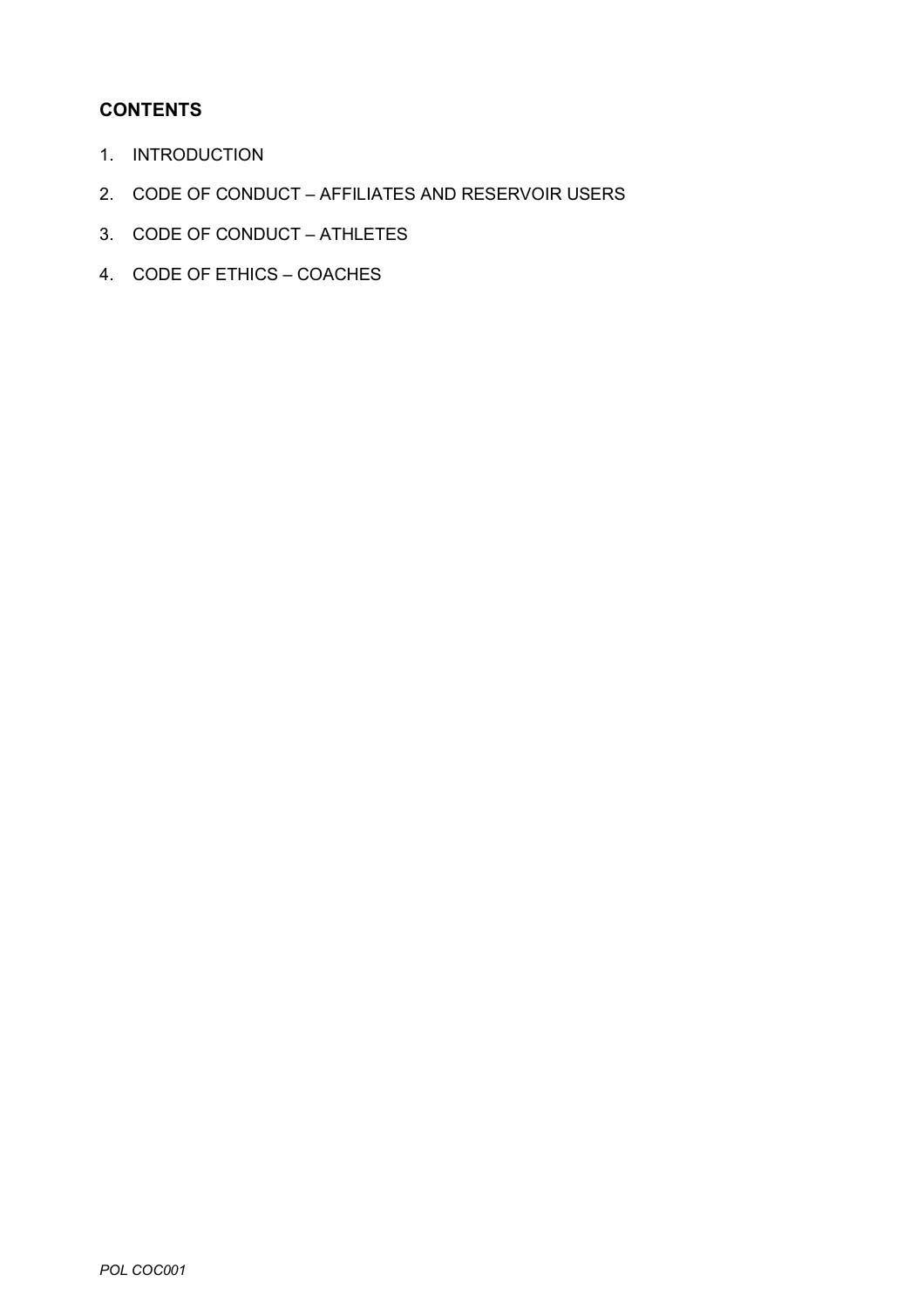## CONTENTS

1. INTRODUCTION
2. CODE OF CONDUCT – AFFILIATES AND RESERVOIR USERS
3. CODE OF CONDUCT – ATHLETES
4. CODE OF ETHICS – COACHES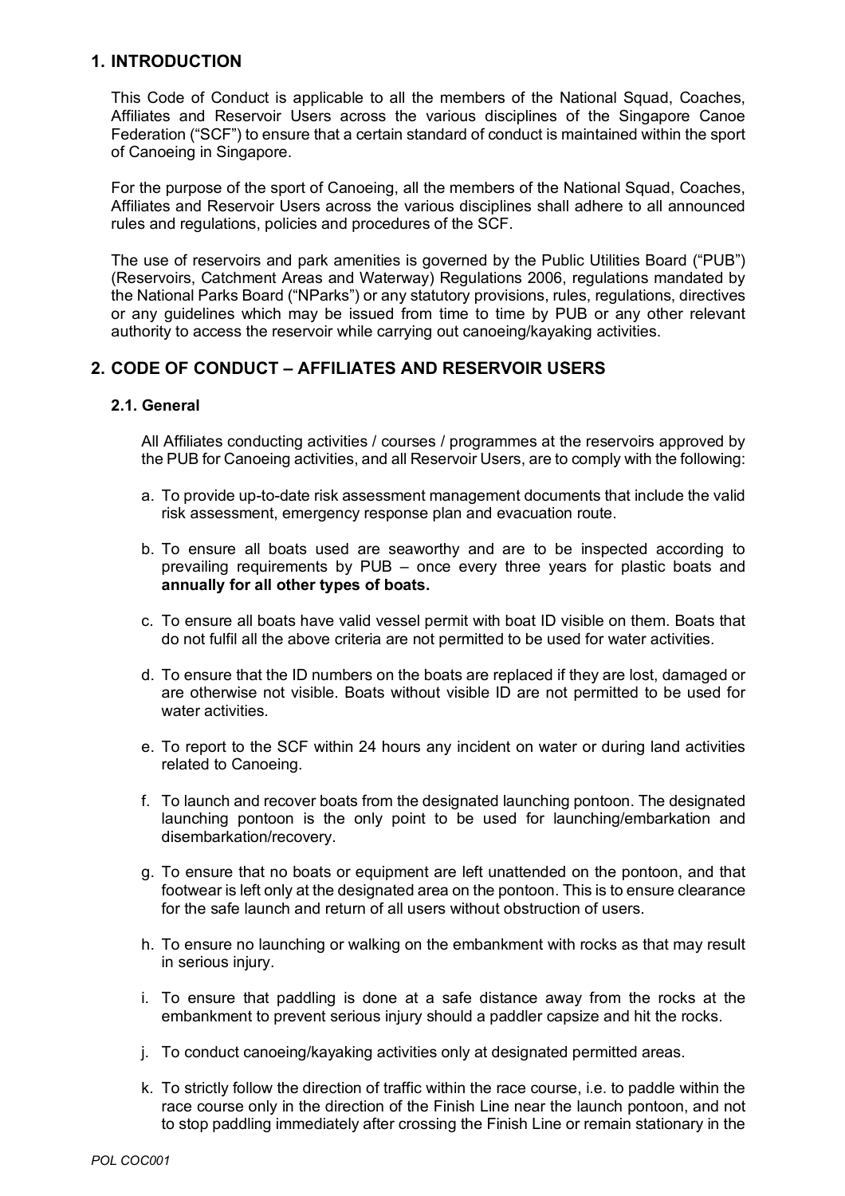## 1. INTRODUCTION

This Code of Conduct is applicable to all the members of the National Squad, Coaches, Affiliates and Reservoir Users across the various disciplines of the Singapore Canoe Federation ("SCF") to ensure that a certain standard of conduct is maintained within the sport of Canoeing in Singapore.

For the purpose of the sport of Canoeing, all the members of the National Squad, Coaches, Affiliates and Reservoir Users across the various disciplines shall adhere to all announced rules and regulations, policies and procedures of the SCF.

The use of reservoirs and park amenities is governed by the Public Utilities Board ("PUB") (Reservoirs, Catchment Areas and Waterway) Regulations 2006, regulations mandated by the National Parks Board ("NParks") or any statutory provisions, rules, regulations, directives or any guidelines which may be issued from time to time by PUB or any other relevant authority to access the reservoir while carrying out canoeing/kayaking activities.

## 2. CODE OF CONDUCT – AFFILIATES AND RESERVOIR USERS

### 2.1. General

All Affiliates conducting activities / courses / programmes at the reservoirs approved by the PUB for Canoeing activities, and all Reservoir Users, are to comply with the following:

a. To provide up-to-date risk assessment management documents that include the valid risk assessment, emergency response plan and evacuation route.

b. To ensure all boats used are seaworthy and are to be inspected according to prevailing requirements by PUB – once every three years for plastic boats and **annually for all other types of boats.**

c. To ensure all boats have valid vessel permit with boat ID visible on them. Boats that do not fulfil all the above criteria are not permitted to be used for water activities.

d. To ensure that the ID numbers on the boats are replaced if they are lost, damaged or are otherwise not visible. Boats without visible ID are not permitted to be used for water activities.

e. To report to the SCF within 24 hours any incident on water or during land activities related to Canoeing.

f. To launch and recover boats from the designated launching pontoon. The designated launching pontoon is the only point to be used for launching/embarkation and disembarkation/recovery.

g. To ensure that no boats or equipment are left unattended on the pontoon, and that footwear is left only at the designated area on the pontoon. This is to ensure clearance for the safe launch and return of all users without obstruction of users.

h. To ensure no launching or walking on the embankment with rocks as that may result in serious injury.

i. To ensure that paddling is done at a safe distance away from the rocks at the embankment to prevent serious injury should a paddler capsize and hit the rocks.

j. To conduct canoeing/kayaking activities only at designated permitted areas.

k. To strictly follow the direction of traffic within the race course, i.e. to paddle within the race course only in the direction of the Finish Line near the launch pontoon, and not to stop paddling immediately after crossing the Finish Line or remain stationary in the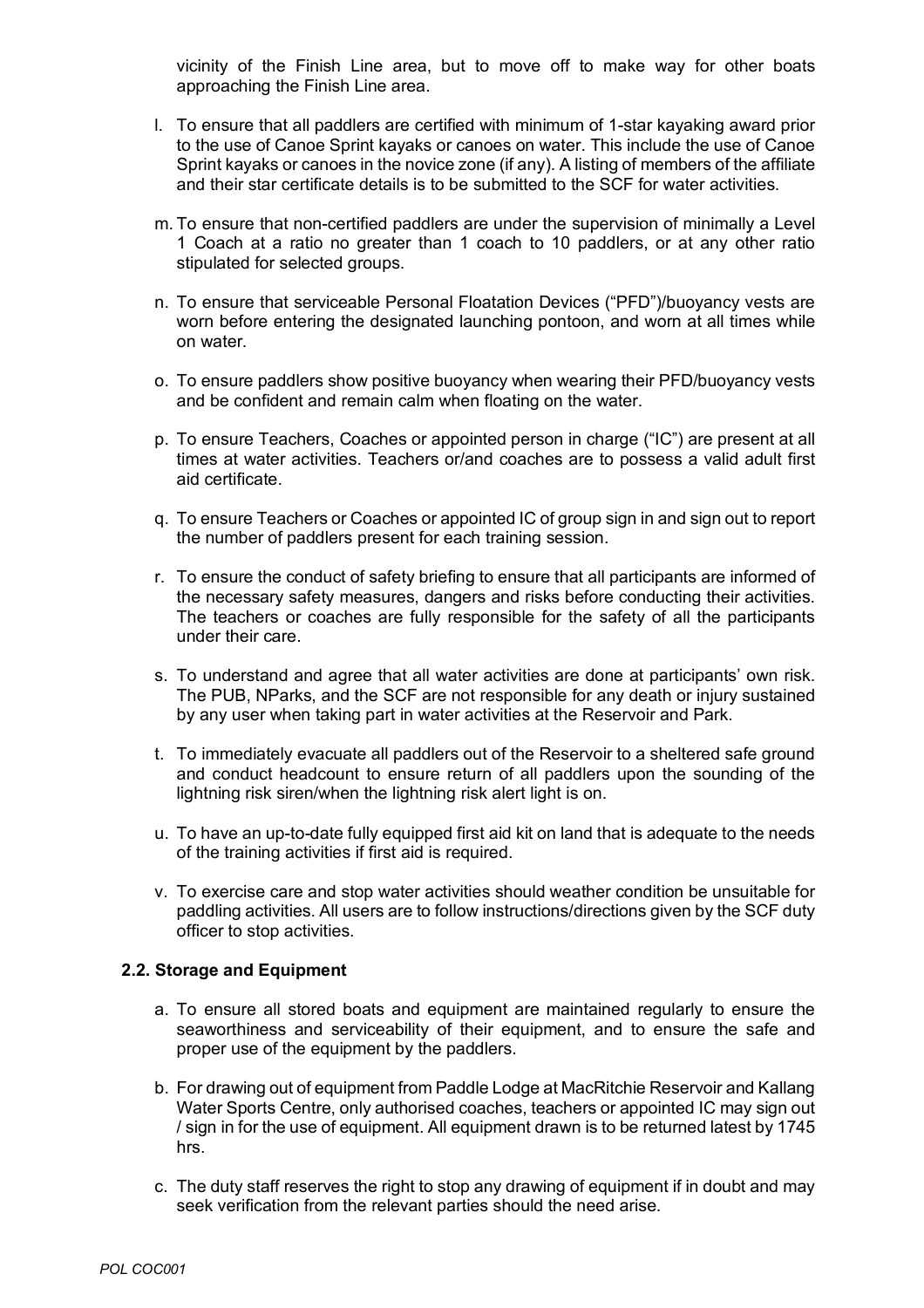vicinity of the Finish Line area, but to move off to make way for other boats approaching the Finish Line area.

l. To ensure that all paddlers are certified with minimum of 1-star kayaking award prior to the use of Canoe Sprint kayaks or canoes on water. This include the use of Canoe Sprint kayaks or canoes in the novice zone (if any). A listing of members of the affiliate and their star certificate details is to be submitted to the SCF for water activities.

m. To ensure that non-certified paddlers are under the supervision of minimally a Level 1 Coach at a ratio no greater than 1 coach to 10 paddlers, or at any other ratio stipulated for selected groups.

n. To ensure that serviceable Personal Floatation Devices ("PFD")/buoyancy vests are worn before entering the designated launching pontoon, and worn at all times while on water.

o. To ensure paddlers show positive buoyancy when wearing their PFD/buoyancy vests and be confident and remain calm when floating on the water.

p. To ensure Teachers, Coaches or appointed person in charge ("IC") are present at all times at water activities. Teachers or/and coaches are to possess a valid adult first aid certificate.

q. To ensure Teachers or Coaches or appointed IC of group sign in and sign out to report the number of paddlers present for each training session.

r. To ensure the conduct of safety briefing to ensure that all participants are informed of the necessary safety measures, dangers and risks before conducting their activities. The teachers or coaches are fully responsible for the safety of all the participants under their care.

s. To understand and agree that all water activities are done at participants' own risk. The PUB, NParks, and the SCF are not responsible for any death or injury sustained by any user when taking part in water activities at the Reservoir and Park.

t. To immediately evacuate all paddlers out of the Reservoir to a sheltered safe ground and conduct headcount to ensure return of all paddlers upon the sounding of the lightning risk siren/when the lightning risk alert light is on.

u. To have an up-to-date fully equipped first aid kit on land that is adequate to the needs of the training activities if first aid is required.

v. To exercise care and stop water activities should weather condition be unsuitable for paddling activities. All users are to follow instructions/directions given by the SCF duty officer to stop activities.

### 2.2. Storage and Equipment

a. To ensure all stored boats and equipment are maintained regularly to ensure the seaworthiness and serviceability of their equipment, and to ensure the safe and proper use of the equipment by the paddlers.

b. For drawing out of equipment from Paddle Lodge at MacRitchie Reservoir and Kallang Water Sports Centre, only authorised coaches, teachers or appointed IC may sign out / sign in for the use of equipment. All equipment drawn is to be returned latest by 1745 hrs.

c. The duty staff reserves the right to stop any drawing of equipment if in doubt and may seek verification from the relevant parties should the need arise.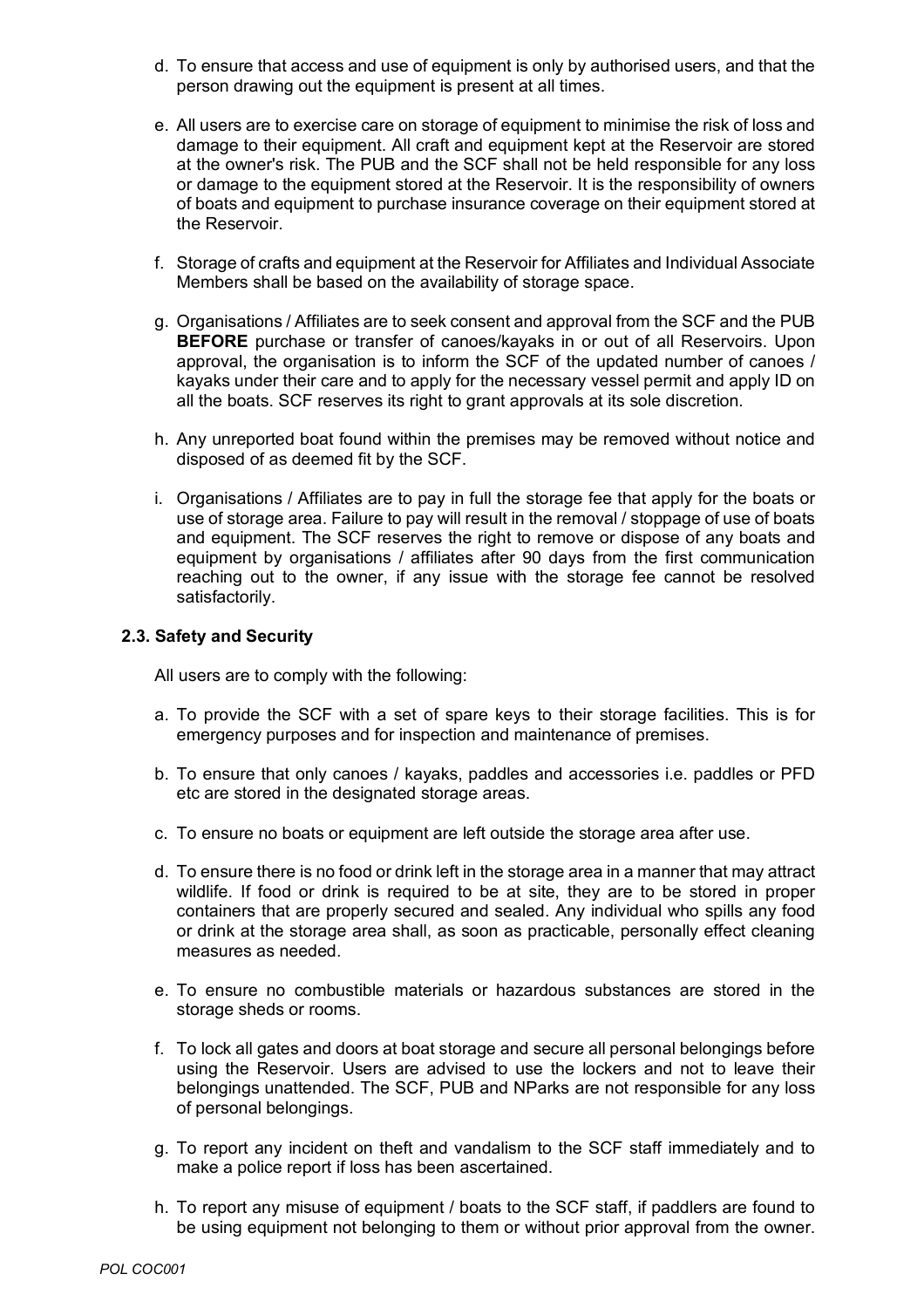d. To ensure that access and use of equipment is only by authorised users, and that the person drawing out the equipment is present at all times.

e. All users are to exercise care on storage of equipment to minimise the risk of loss and damage to their equipment. All craft and equipment kept at the Reservoir are stored at the owner's risk. The PUB and the SCF shall not be held responsible for any loss or damage to the equipment stored at the Reservoir. It is the responsibility of owners of boats and equipment to purchase insurance coverage on their equipment stored at the Reservoir.

f. Storage of crafts and equipment at the Reservoir for Affiliates and Individual Associate Members shall be based on the availability of storage space.

g. Organisations / Affiliates are to seek consent and approval from the SCF and the PUB **BEFORE** purchase or transfer of canoes/kayaks in or out of all Reservoirs. Upon approval, the organisation is to inform the SCF of the updated number of canoes / kayaks under their care and to apply for the necessary vessel permit and apply ID on all the boats. SCF reserves its right to grant approvals at its sole discretion.

h. Any unreported boat found within the premises may be removed without notice and disposed of as deemed fit by the SCF.

i. Organisations / Affiliates are to pay in full the storage fee that apply for the boats or use of storage area. Failure to pay will result in the removal / stoppage of use of boats and equipment. The SCF reserves the right to remove or dispose of any boats and equipment by organisations / affiliates after 90 days from the first communication reaching out to the owner, if any issue with the storage fee cannot be resolved satisfactorily.

### 2.3. Safety and Security

All users are to comply with the following:

a. To provide the SCF with a set of spare keys to their storage facilities. This is for emergency purposes and for inspection and maintenance of premises.

b. To ensure that only canoes / kayaks, paddles and accessories i.e. paddles or PFD etc are stored in the designated storage areas.

c. To ensure no boats or equipment are left outside the storage area after use.

d. To ensure there is no food or drink left in the storage area in a manner that may attract wildlife. If food or drink is required to be at site, they are to be stored in proper containers that are properly secured and sealed. Any individual who spills any food or drink at the storage area shall, as soon as practicable, personally effect cleaning measures as needed.

e. To ensure no combustible materials or hazardous substances are stored in the storage sheds or rooms.

f. To lock all gates and doors at boat storage and secure all personal belongings before using the Reservoir. Users are advised to use the lockers and not to leave their belongings unattended. The SCF, PUB and NParks are not responsible for any loss of personal belongings.

g. To report any incident on theft and vandalism to the SCF staff immediately and to make a police report if loss has been ascertained.

h. To report any misuse of equipment / boats to the SCF staff, if paddlers are found to be using equipment not belonging to them or without prior approval from the owner.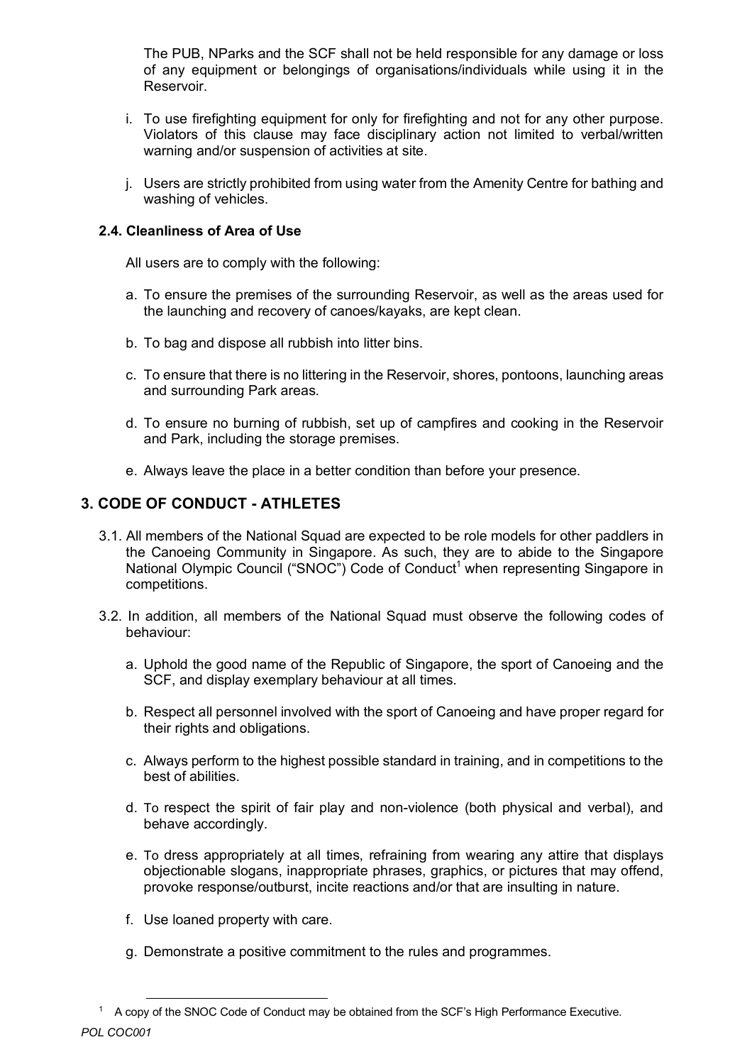The PUB, NParks and the SCF shall not be held responsible for any damage or loss of any equipment or belongings of organisations/individuals while using it in the Reservoir.

i. To use firefighting equipment for only for firefighting and not for any other purpose. Violators of this clause may face disciplinary action not limited to verbal/written warning and/or suspension of activities at site.

j. Users are strictly prohibited from using water from the Amenity Centre for bathing and washing of vehicles.

### 2.4. Cleanliness of Area of Use

All users are to comply with the following:

a. To ensure the premises of the surrounding Reservoir, as well as the areas used for the launching and recovery of canoes/kayaks, are kept clean.

b. To bag and dispose all rubbish into litter bins.

c. To ensure that there is no littering in the Reservoir, shores, pontoons, launching areas and surrounding Park areas.

d. To ensure no burning of rubbish, set up of campfires and cooking in the Reservoir and Park, including the storage premises.

e. Always leave the place in a better condition than before your presence.

## 3. CODE OF CONDUCT - ATHLETES

3.1. All members of the National Squad are expected to be role models for other paddlers in the Canoeing Community in Singapore. As such, they are to abide to the Singapore National Olympic Council ("SNOC") Code of Conduct[1] when representing Singapore in competitions.

3.2. In addition, all members of the National Squad must observe the following codes of behaviour:

a. Uphold the good name of the Republic of Singapore, the sport of Canoeing and the SCF, and display exemplary behaviour at all times.

b. Respect all personnel involved with the sport of Canoeing and have proper regard for their rights and obligations.

c. Always perform to the highest possible standard in training, and in competitions to the best of abilities.

d. To respect the spirit of fair play and non-violence (both physical and verbal), and behave accordingly.

e. To dress appropriately at all times, refraining from wearing any attire that displays objectionable slogans, inappropriate phrases, graphics, or pictures that may offend, provoke response/outburst, incite reactions and/or that are insulting in nature.

f. Use loaned property with care.

g. Demonstrate a positive commitment to the rules and programmes.

[1] A copy of the SNOC Code of Conduct may be obtained from the SCF's High Performance Executive.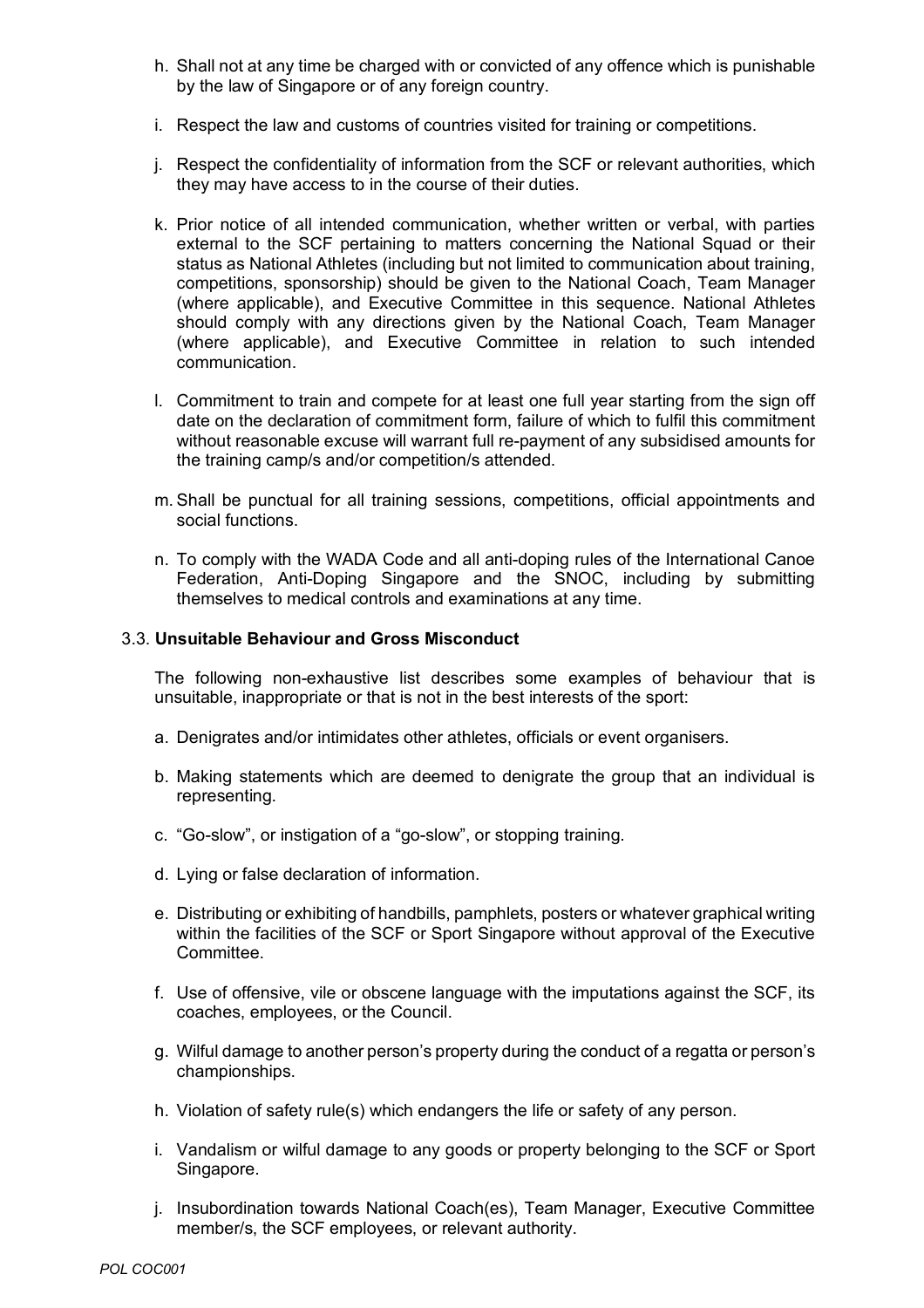h. Shall not at any time be charged with or convicted of any offence which is punishable by the law of Singapore or of any foreign country.

i. Respect the law and customs of countries visited for training or competitions.

j. Respect the confidentiality of information from the SCF or relevant authorities, which they may have access to in the course of their duties.

k. Prior notice of all intended communication, whether written or verbal, with parties external to the SCF pertaining to matters concerning the National Squad or their status as National Athletes (including but not limited to communication about training, competitions, sponsorship) should be given to the National Coach, Team Manager (where applicable), and Executive Committee in this sequence. National Athletes should comply with any directions given by the National Coach, Team Manager (where applicable), and Executive Committee in relation to such intended communication.

l. Commitment to train and compete for at least one full year starting from the sign off date on the declaration of commitment form, failure of which to fulfil this commitment without reasonable excuse will warrant full re-payment of any subsidised amounts for the training camp/s and/or competition/s attended.

m. Shall be punctual for all training sessions, competitions, official appointments and social functions.

n. To comply with the WADA Code and all anti-doping rules of the International Canoe Federation, Anti-Doping Singapore and the SNOC, including by submitting themselves to medical controls and examinations at any time.

### 3.3. **Unsuitable Behaviour and Gross Misconduct**

The following non-exhaustive list describes some examples of behaviour that is unsuitable, inappropriate or that is not in the best interests of the sport:

a. Denigrates and/or intimidates other athletes, officials or event organisers.

b. Making statements which are deemed to denigrate the group that an individual is representing.

c. "Go-slow", or instigation of a "go-slow", or stopping training.

d. Lying or false declaration of information.

e. Distributing or exhibiting of handbills, pamphlets, posters or whatever graphical writing within the facilities of the SCF or Sport Singapore without approval of the Executive Committee.

f. Use of offensive, vile or obscene language with the imputations against the SCF, its coaches, employees, or the Council.

g. Wilful damage to another person's property during the conduct of a regatta or person's championships.

h. Violation of safety rule(s) which endangers the life or safety of any person.

i. Vandalism or wilful damage to any goods or property belonging to the SCF or Sport Singapore.

j. Insubordination towards National Coach(es), Team Manager, Executive Committee member/s, the SCF employees, or relevant authority.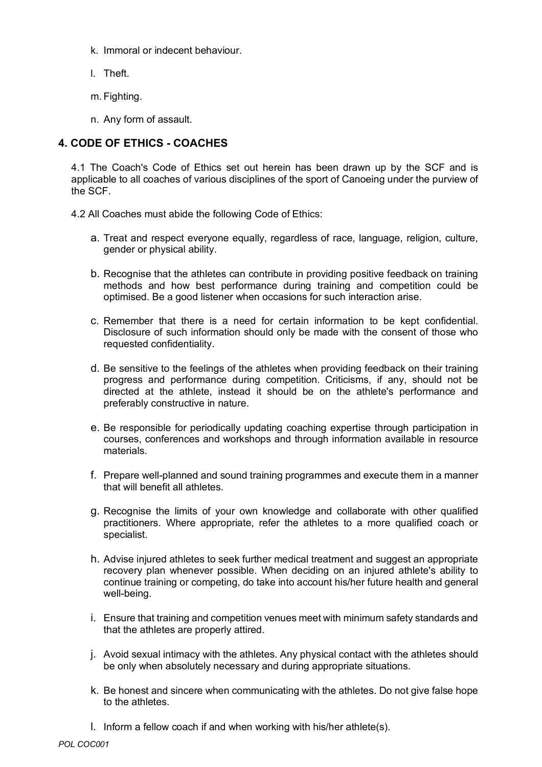k. Immoral or indecent behaviour.

l. Theft.

m. Fighting.

n. Any form of assault.

## 4. CODE OF ETHICS - COACHES

4.1 The Coach's Code of Ethics set out herein has been drawn up by the SCF and is applicable to all coaches of various disciplines of the sport of Canoeing under the purview of the SCF.

4.2 All Coaches must abide the following Code of Ethics:

a. Treat and respect everyone equally, regardless of race, language, religion, culture, gender or physical ability.

b. Recognise that the athletes can contribute in providing positive feedback on training methods and how best performance during training and competition could be optimised. Be a good listener when occasions for such interaction arise.

c. Remember that there is a need for certain information to be kept confidential. Disclosure of such information should only be made with the consent of those who requested confidentiality.

d. Be sensitive to the feelings of the athletes when providing feedback on their training progress and performance during competition. Criticisms, if any, should not be directed at the athlete, instead it should be on the athlete's performance and preferably constructive in nature.

e. Be responsible for periodically updating coaching expertise through participation in courses, conferences and workshops and through information available in resource materials.

f. Prepare well-planned and sound training programmes and execute them in a manner that will benefit all athletes.

g. Recognise the limits of your own knowledge and collaborate with other qualified practitioners. Where appropriate, refer the athletes to a more qualified coach or specialist.

h. Advise injured athletes to seek further medical treatment and suggest an appropriate recovery plan whenever possible. When deciding on an injured athlete's ability to continue training or competing, do take into account his/her future health and general well-being.

i. Ensure that training and competition venues meet with minimum safety standards and that the athletes are properly attired.

j. Avoid sexual intimacy with the athletes. Any physical contact with the athletes should be only when absolutely necessary and during appropriate situations.

k. Be honest and sincere when communicating with the athletes. Do not give false hope to the athletes.

l. Inform a fellow coach if and when working with his/her athlete(s).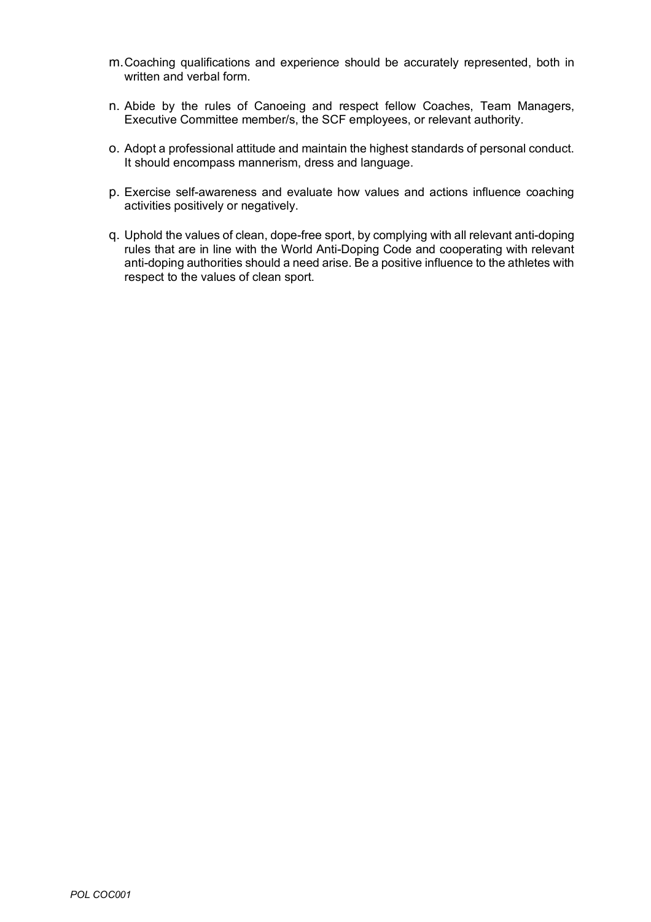m. Coaching qualifications and experience should be accurately represented, both in written and verbal form.

n. Abide by the rules of Canoeing and respect fellow Coaches, Team Managers, Executive Committee member/s, the SCF employees, or relevant authority.

o. Adopt a professional attitude and maintain the highest standards of personal conduct. It should encompass mannerism, dress and language.

p. Exercise self-awareness and evaluate how values and actions influence coaching activities positively or negatively.

q. Uphold the values of clean, dope-free sport, by complying with all relevant anti-doping rules that are in line with the World Anti-Doping Code and cooperating with relevant anti-doping authorities should a need arise. Be a positive influence to the athletes with respect to the values of clean sport.